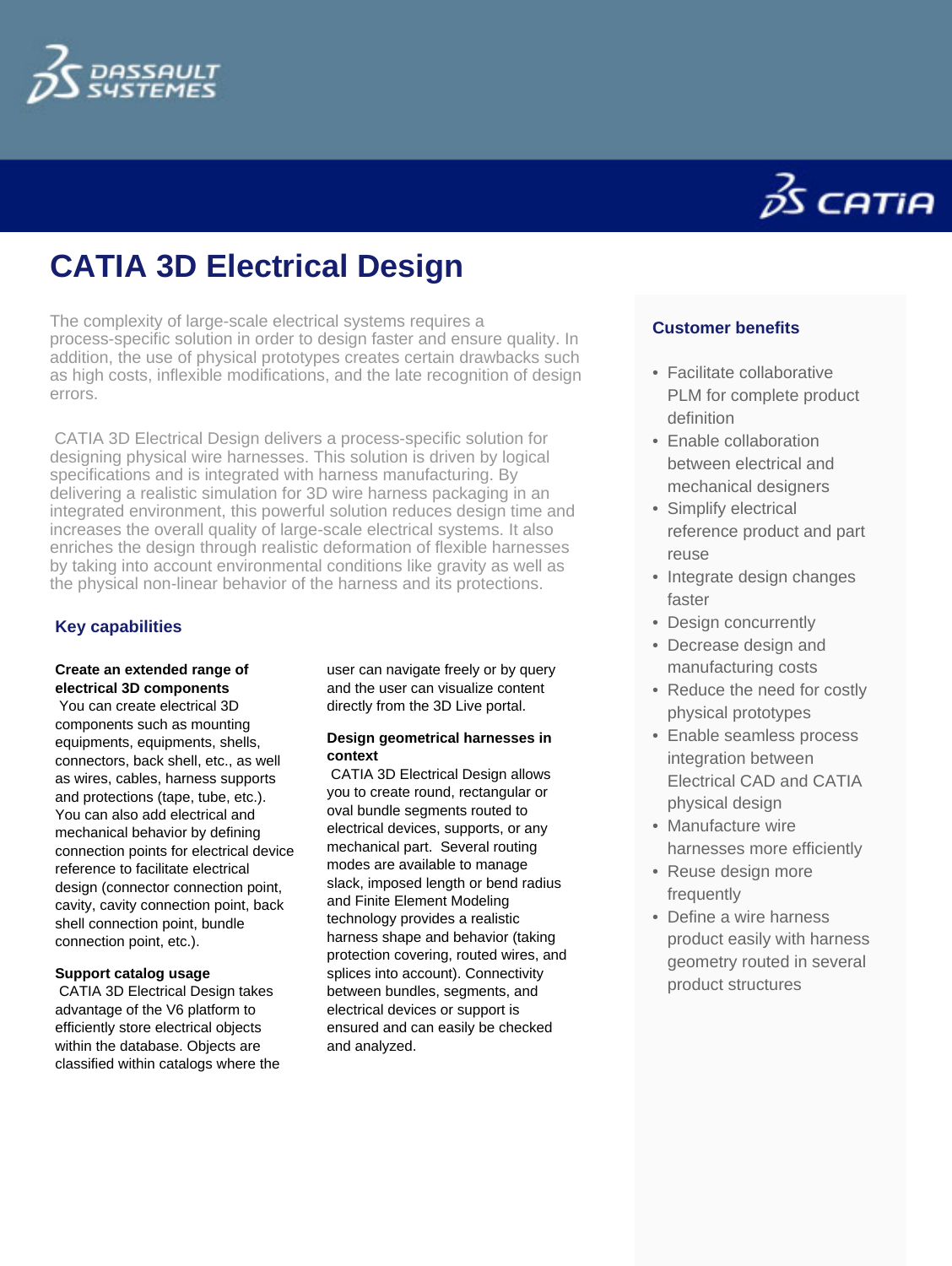# CATIA 3D Electrical Design

The complexity of large-scale electrical systems requires a process-specific solution in order to design faster and ensure quality. In addition, the use of physical prototypes creates certain drawbacks such as high costs, inflexible modifications, and the late recognition of design errors.

CATIA 3D Electrical Design delivers a process-specific solution for designing physical wire harnesses. This solution is driven by logical specifications and is integrated with harness manufacturing. By delivering a realistic simulation for 3D wire harness packaging in an integrated environment, this powerful solution reduces design time and increases the overall quality of large-scale electrical systems. It also enriches the design through realistic deformation of flexible harnesses by taking into account environmental conditions like gravity as well as the physical non-linear behavior of the harness and its protections.

## Key capabilities

**Create an extended range of electrical 3D components**
You can create electrical 3D components such as mounting equipments, equipments, shells, connectors, back shell, etc., as well as wires, cables, harness supports and protections (tape, tube, etc.). You can also add electrical and mechanical behavior by defining connection points for electrical device reference to facilitate electrical design (connector connection point, cavity, cavity connection point, back shell connection point, bundle connection point, etc.).

**Support catalog usage**
CATIA 3D Electrical Design takes advantage of the V6 platform to efficiently store electrical objects within the database. Objects are classified within catalogs where the user can navigate freely or by query and the user can visualize content directly from the 3D Live portal.

**Design geometrical harnesses in context**
CATIA 3D Electrical Design allows you to create round, rectangular or oval bundle segments routed to electrical devices, supports, or any mechanical part. Several routing modes are available to manage slack, imposed length or bend radius and Finite Element Modeling technology provides a realistic harness shape and behavior (taking protection covering, routed wires, and splices into account). Connectivity between bundles, segments, and electrical devices or support is ensured and can easily be checked and analyzed.

## Customer benefits

- Facilitate collaborative PLM for complete product definition
- Enable collaboration between electrical and mechanical designers
- Simplify electrical reference product and part reuse
- Integrate design changes faster
- Design concurrently
- Decrease design and manufacturing costs
- Reduce the need for costly physical prototypes
- Enable seamless process integration between Electrical CAD and CATIA physical design
- Manufacture wire harnesses more efficiently
- Reuse design more frequently
- Define a wire harness product easily with harness geometry routed in several product structures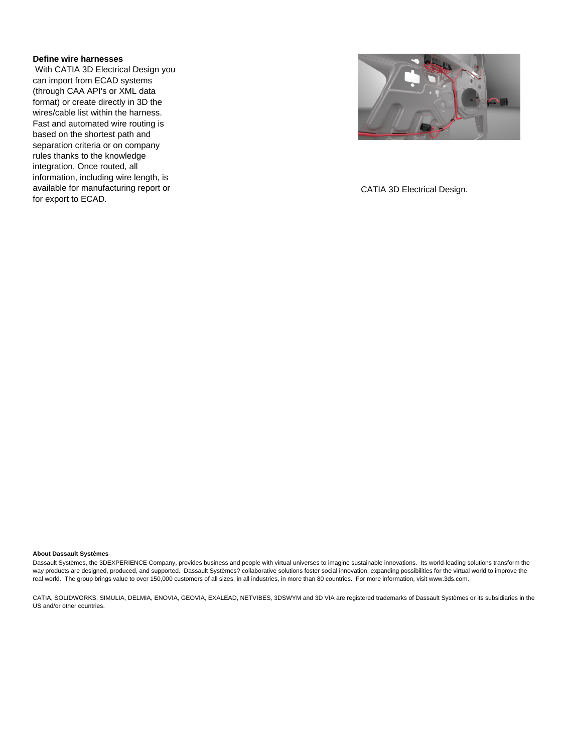**Define wire harnesses**

With CATIA 3D Electrical Design you can import from ECAD systems (through CAA API's or XML data format) or create directly in 3D the wires/cable list within the harness. Fast and automated wire routing is based on the shortest path and separation criteria or on company rules thanks to the knowledge integration. Once routed, all information, including wire length, is available for manufacturing report or for export to ECAD.

CATIA 3D Electrical Design.

**About Dassault Systèmes**

Dassault Systèmes, the 3DEXPERIENCE Company, provides business and people with virtual universes to imagine sustainable innovations. Its world-leading solutions transform the way products are designed, produced, and supported. Dassault Systèmes? collaborative solutions foster social innovation, expanding possibilities for the virtual world to improve the real world. The group brings value to over 150,000 customers of all sizes, in all industries, in more than 80 countries. For more information, visit www.3ds.com.

CATIA, SOLIDWORKS, SIMULIA, DELMIA, ENOVIA, GEOVIA, EXALEAD, NETVIBES, 3DSWYM and 3D VIA are registered trademarks of Dassault Systèmes or its subsidiaries in the US and/or other countries.